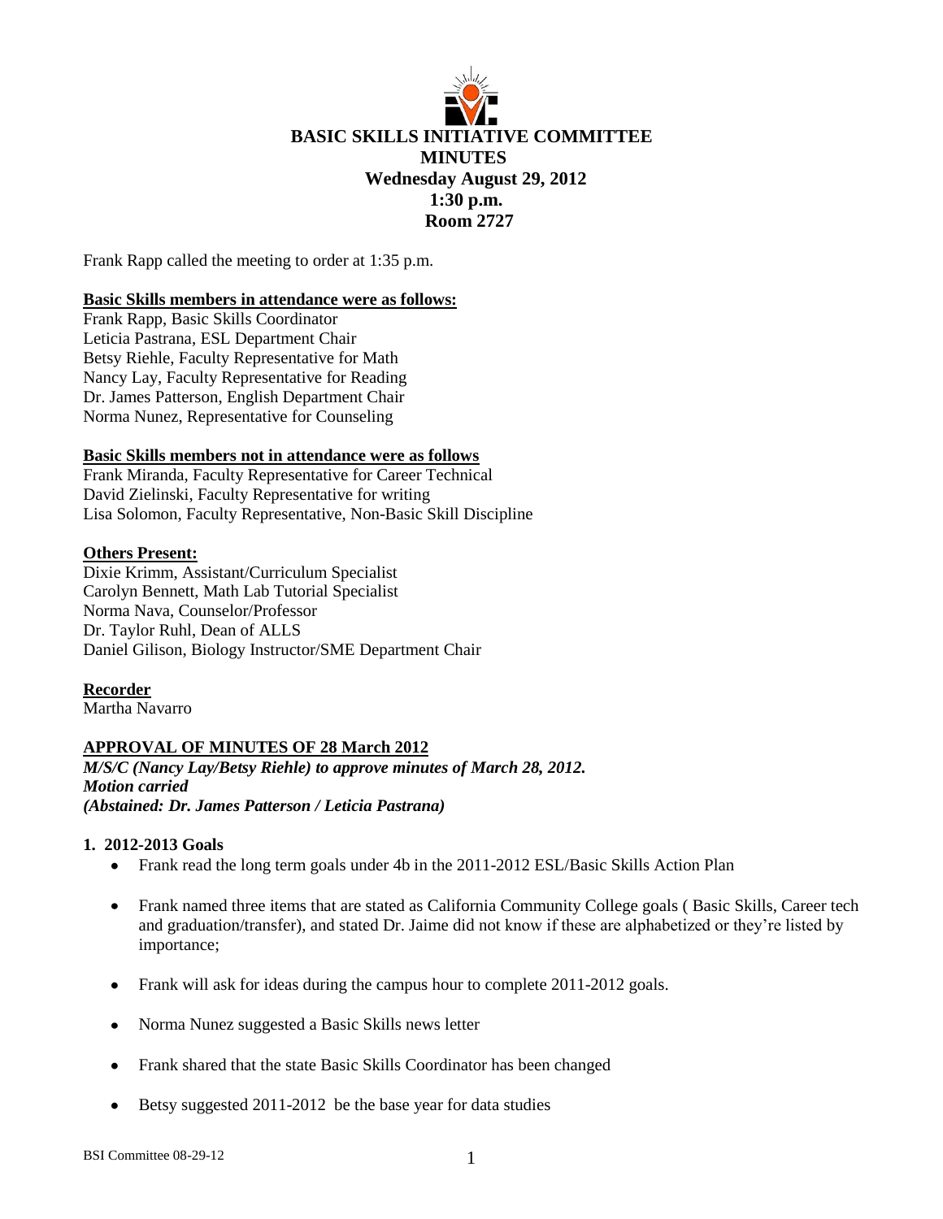# BASIC SKILLS INITIATIVE COMMITTEE
## MINUTES
### Wednesday August 29, 2012
### 1:30 p.m.
### Room 2727

Frank Rapp called the meeting to order at 1:35 p.m.

**Basic Skills members in attendance were as follows:**

Frank Rapp, Basic Skills Coordinator
Leticia Pastrana, ESL Department Chair
Betsy Riehle, Faculty Representative for Math
Nancy Lay, Faculty Representative for Reading
Dr. James Patterson, English Department Chair
Norma Nunez, Representative for Counseling

**Basic Skills members not in attendance were as follows**

Frank Miranda, Faculty Representative for Career Technical
David Zielinski, Faculty Representative for writing
Lisa Solomon, Faculty Representative, Non-Basic Skill Discipline

**Others Present:**

Dixie Krimm, Assistant/Curriculum Specialist
Carolyn Bennett, Math Lab Tutorial Specialist
Norma Nava, Counselor/Professor
Dr. Taylor Ruhl, Dean of ALLS
Daniel Gilison, Biology Instructor/SME Department Chair

**Recorder**

Martha Navarro

**APPROVAL OF MINUTES OF 28 March 2012**

***M/S/C (Nancy Lay/Betsy Riehle) to approve minutes of March 28, 2012.***
***Motion carried***
***(Abstained: Dr. James Patterson / Leticia Pastrana)***

**1. 2012-2013 Goals**

- Frank read the long term goals under 4b in the 2011-2012 ESL/Basic Skills Action Plan
- Frank named three items that are stated as California Community College goals ( Basic Skills, Career tech and graduation/transfer), and stated Dr. Jaime did not know if these are alphabetized or they're listed by importance;
- Frank will ask for ideas during the campus hour to complete 2011-2012 goals.
- Norma Nunez suggested a Basic Skills news letter
- Frank shared that the state Basic Skills Coordinator has been changed
- Betsy suggested 2011-2012 be the base year for data studies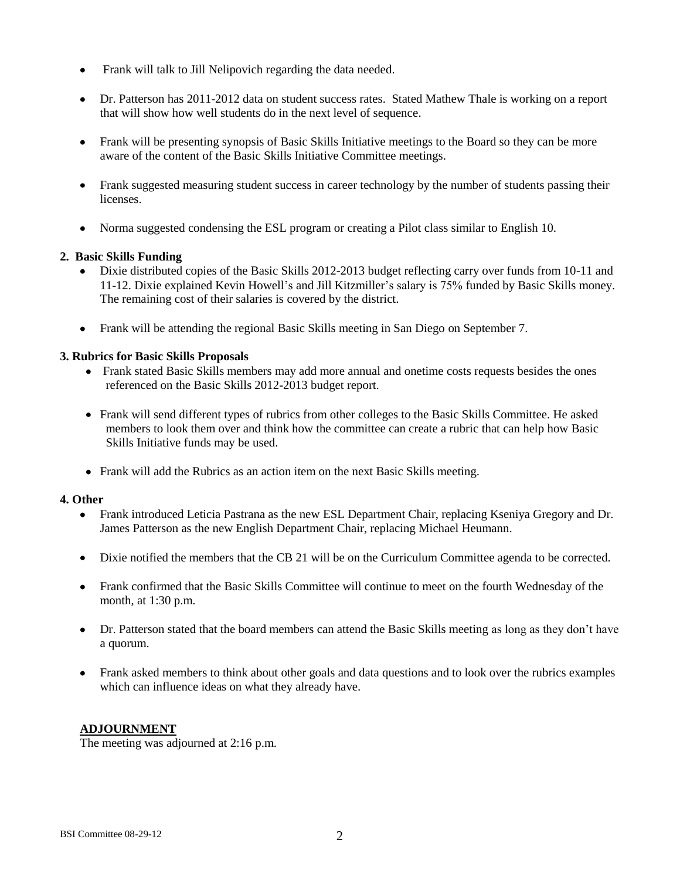- Frank will talk to Jill Nelipovich regarding the data needed.

- Dr. Patterson has 2011-2012 data on student success rates. Stated Mathew Thale is working on a report that will show how well students do in the next level of sequence.

- Frank will be presenting synopsis of Basic Skills Initiative meetings to the Board so they can be more aware of the content of the Basic Skills Initiative Committee meetings.

- Frank suggested measuring student success in career technology by the number of students passing their licenses.

- Norma suggested condensing the ESL program or creating a Pilot class similar to English 10.

**2. Basic Skills Funding**

- Dixie distributed copies of the Basic Skills 2012-2013 budget reflecting carry over funds from 10-11 and 11-12. Dixie explained Kevin Howell's and Jill Kitzmiller's salary is 75% funded by Basic Skills money. The remaining cost of their salaries is covered by the district.

- Frank will be attending the regional Basic Skills meeting in San Diego on September 7.

**3. Rubrics for Basic Skills Proposals**

- Frank stated Basic Skills members may add more annual and onetime costs requests besides the ones referenced on the Basic Skills 2012-2013 budget report.

- Frank will send different types of rubrics from other colleges to the Basic Skills Committee. He asked members to look them over and think how the committee can create a rubric that can help how Basic Skills Initiative funds may be used.

- Frank will add the Rubrics as an action item on the next Basic Skills meeting.

**4. Other**

- Frank introduced Leticia Pastrana as the new ESL Department Chair, replacing Kseniya Gregory and Dr. James Patterson as the new English Department Chair, replacing Michael Heumann.

- Dixie notified the members that the CB 21 will be on the Curriculum Committee agenda to be corrected.

- Frank confirmed that the Basic Skills Committee will continue to meet on the fourth Wednesday of the month, at 1:30 p.m.

- Dr. Patterson stated that the board members can attend the Basic Skills meeting as long as they don't have a quorum.

- Frank asked members to think about other goals and data questions and to look over the rubrics examples which can influence ideas on what they already have.

**ADJOURNMENT**

The meeting was adjourned at 2:16 p.m.